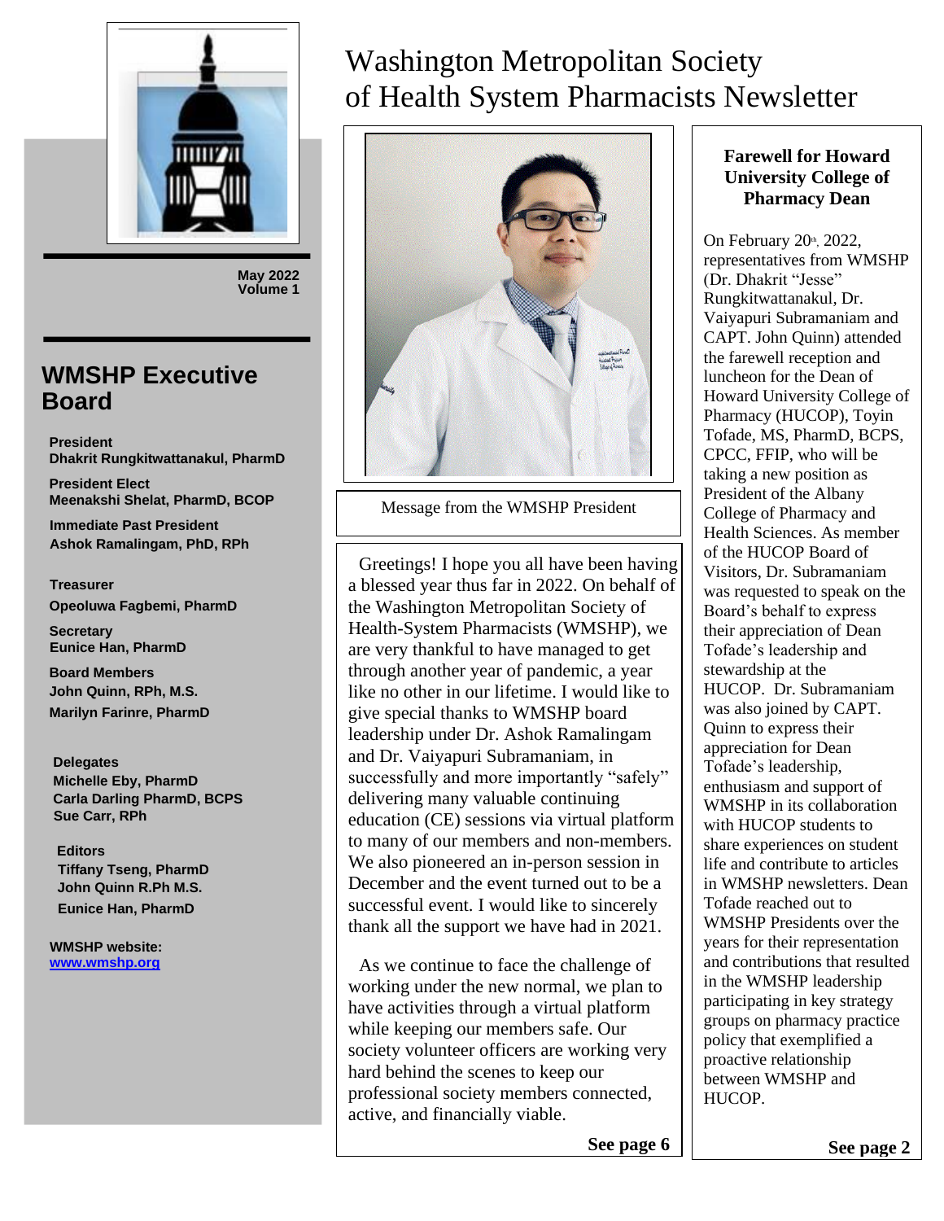# Washington Metropolitan Society of Health System Pharmacists Newsletter

May 2022
Volume 1

## WMSHP Executive Board

**President**
**Dhakrit Rungkitwattanakul, PharmD**

**President Elect**
**Meenakshi Shelat, PharmD, BCOP**

**Immediate Past President**
**Ashok Ramalingam, PhD, RPh**

**Treasurer**
**Opeoluwa Fagbemi, PharmD**

**Secretary**
**Eunice Han, PharmD**

**Board Members**
**John Quinn, RPh, M.S.**
**Marilyn Farinre, PharmD**

**Delegates**
**Michelle Eby, PharmD**
**Carla Darling PharmD, BCPS**
**Sue Carr, RPh**

**Editors**
**Tiffany Tseng, PharmD**
**John Quinn R.Ph M.S.**
**Eunice Han, PharmD**

**WMSHP website:**
[www.wmshp.org](http://www.wmshp.org)

## Message from the WMSHP President

Greetings! I hope you all have been having a blessed year thus far in 2022. On behalf of the Washington Metropolitan Society of Health-System Pharmacists (WMSHP), we are very thankful to have managed to get through another year of pandemic, a year like no other in our lifetime. I would like to give special thanks to WMSHP board leadership under Dr. Ashok Ramalingam and Dr. Vaiyapuri Subramaniam, in successfully and more importantly "safely" delivering many valuable continuing education (CE) sessions via virtual platform to many of our members and non-members. We also pioneered an in-person session in December and the event turned out to be a successful event. I would like to sincerely thank all the support we have had in 2021.

As we continue to face the challenge of working under the new normal, we plan to have activities through a virtual platform while keeping our members safe. Our society volunteer officers are working very hard behind the scenes to keep our professional society members connected, active, and financially viable.

**See page 6**

## Farewell for Howard University College of Pharmacy Dean

On February 20th, 2022, representatives from WMSHP (Dr. Dhakrit "Jesse" Rungkitwattanakul, Dr. Vaiyapuri Subramaniam and CAPT. John Quinn) attended the farewell reception and luncheon for the Dean of Howard University College of Pharmacy (HUCOP), Toyin Tofade, MS, PharmD, BCPS, CPCC, FFIP, who will be taking a new position as President of the Albany College of Pharmacy and Health Sciences. As member of the HUCOP Board of Visitors, Dr. Subramaniam was requested to speak on the Board's behalf to express their appreciation of Dean Tofade's leadership and stewardship at the HUCOP. Dr. Subramaniam was also joined by CAPT. Quinn to express their appreciation for Dean Tofade's leadership, enthusiasm and support of WMSHP in its collaboration with HUCOP students to share experiences on student life and contribute to articles in WMSHP newsletters. Dean Tofade reached out to WMSHP Presidents over the years for their representation and contributions that resulted in the WMSHP leadership participating in key strategy groups on pharmacy practice policy that exemplified a proactive relationship between WMSHP and HUCOP.

**See page 2**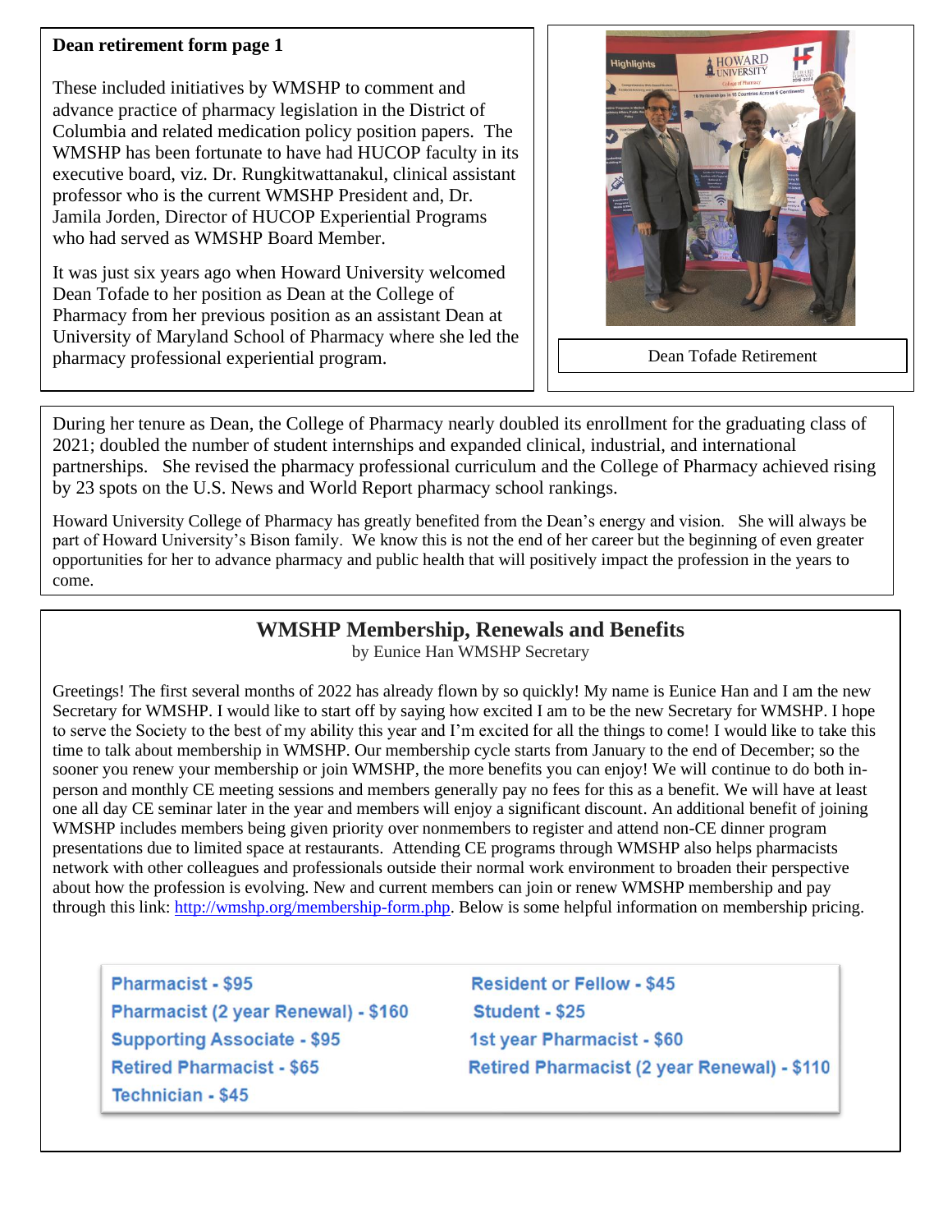**Dean retirement form page 1**

These included initiatives by WMSHP to comment and advance practice of pharmacy legislation in the District of Columbia and related medication policy position papers. The WMSHP has been fortunate to have had HUCOP faculty in its executive board, viz. Dr. Rungkitwattanakul, clinical assistant professor who is the current WMSHP President and, Dr. Jamila Jorden, Director of HUCOP Experiential Programs who had served as WMSHP Board Member.

It was just six years ago when Howard University welcomed Dean Tofade to her position as Dean at the College of Pharmacy from her previous position as an assistant Dean at University of Maryland School of Pharmacy where she led the pharmacy professional experiential program.

Dean Tofade Retirement

During her tenure as Dean, the College of Pharmacy nearly doubled its enrollment for the graduating class of 2021; doubled the number of student internships and expanded clinical, industrial, and international partnerships. She revised the pharmacy professional curriculum and the College of Pharmacy achieved rising by 23 spots on the U.S. News and World Report pharmacy school rankings.

Howard University College of Pharmacy has greatly benefited from the Dean's energy and vision. She will always be part of Howard University's Bison family. We know this is not the end of her career but the beginning of even greater opportunities for her to advance pharmacy and public health that will positively impact the profession in the years to come.

## WMSHP Membership, Renewals and Benefits

by Eunice Han WMSHP Secretary

Greetings! The first several months of 2022 has already flown by so quickly! My name is Eunice Han and I am the new Secretary for WMSHP. I would like to start off by saying how excited I am to be the new Secretary for WMSHP. I hope to serve the Society to the best of my ability this year and I'm excited for all the things to come! I would like to take this time to talk about membership in WMSHP. Our membership cycle starts from January to the end of December; so the sooner you renew your membership or join WMSHP, the more benefits you can enjoy! We will continue to do both in-person and monthly CE meeting sessions and members generally pay no fees for this as a benefit. We will have at least one all day CE seminar later in the year and members will enjoy a significant discount. An additional benefit of joining WMSHP includes members being given priority over nonmembers to register and attend non-CE dinner program presentations due to limited space at restaurants. Attending CE programs through WMSHP also helps pharmacists network with other colleagues and professionals outside their normal work environment to broaden their perspective about how the profession is evolving. New and current members can join or renew WMSHP membership and pay through this link: http://wmshp.org/membership-form.php. Below is some helpful information on membership pricing.

Pharmacist - $95
Pharmacist (2 year Renewal) - $160
Supporting Associate - $95
Retired Pharmacist - $65
Technician - $45
Resident or Fellow - $45
Student - $25
1st year Pharmacist - $60
Retired Pharmacist (2 year Renewal) - $110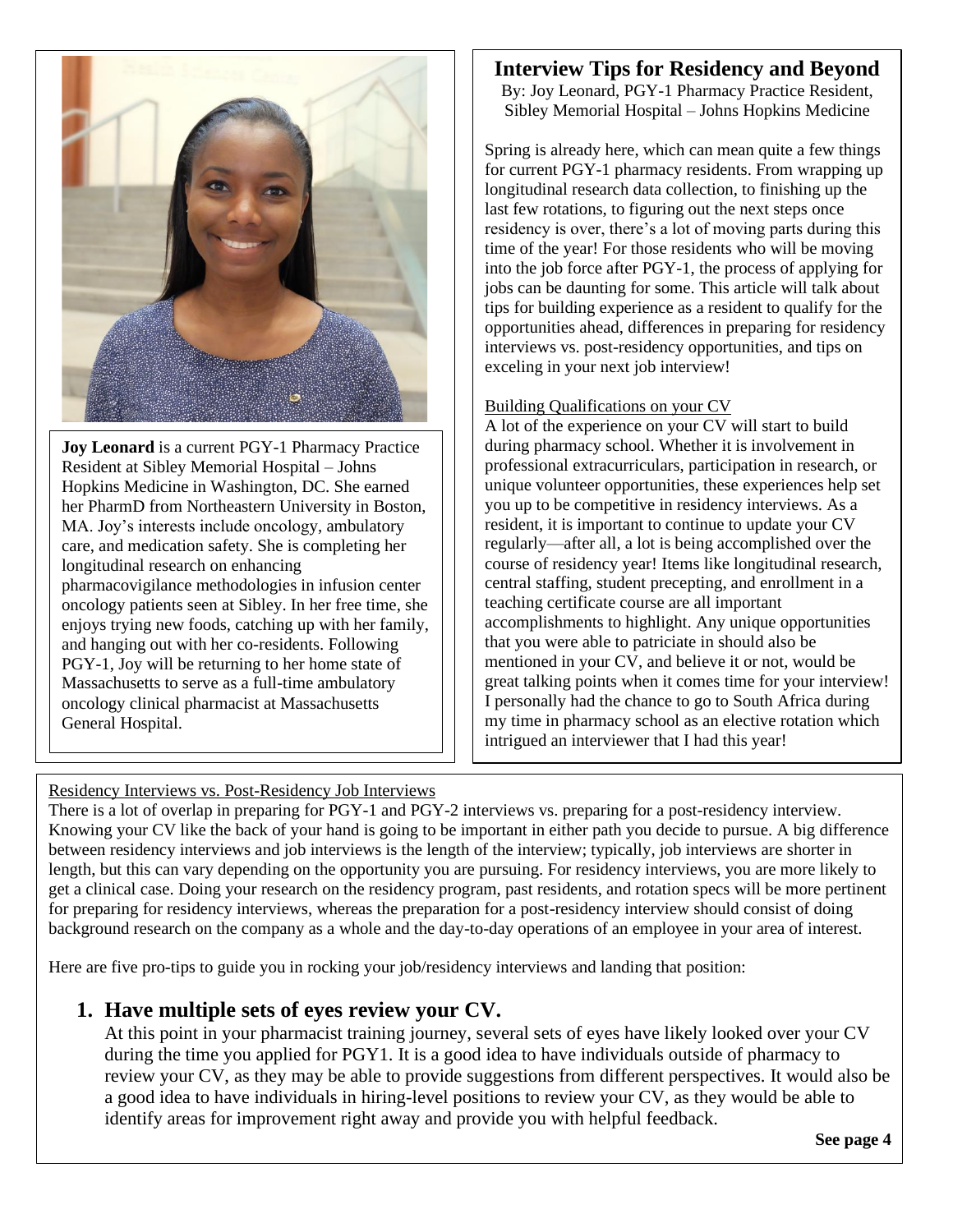**Joy Leonard** is a current PGY-1 Pharmacy Practice Resident at Sibley Memorial Hospital – Johns Hopkins Medicine in Washington, DC. She earned her PharmD from Northeastern University in Boston, MA. Joy's interests include oncology, ambulatory care, and medication safety. She is completing her longitudinal research on enhancing pharmacovigilance methodologies in infusion center oncology patients seen at Sibley. In her free time, she enjoys trying new foods, catching up with her family, and hanging out with her co-residents. Following PGY-1, Joy will be returning to her home state of Massachusetts to serve as a full-time ambulatory oncology clinical pharmacist at Massachusetts General Hospital.

## Interview Tips for Residency and Beyond

By: Joy Leonard, PGY-1 Pharmacy Practice Resident, Sibley Memorial Hospital – Johns Hopkins Medicine

Spring is already here, which can mean quite a few things for current PGY-1 pharmacy residents. From wrapping up longitudinal research data collection, to finishing up the last few rotations, to figuring out the next steps once residency is over, there's a lot of moving parts during this time of the year! For those residents who will be moving into the job force after PGY-1, the process of applying for jobs can be daunting for some. This article will talk about tips for building experience as a resident to qualify for the opportunities ahead, differences in preparing for residency interviews vs. post-residency opportunities, and tips on exceling in your next job interview!

### Building Qualifications on your CV

A lot of the experience on your CV will start to build during pharmacy school. Whether it is involvement in professional extracurriculars, participation in research, or unique volunteer opportunities, these experiences help set you up to be competitive in residency interviews. As a resident, it is important to continue to update your CV regularly—after all, a lot is being accomplished over the course of residency year! Items like longitudinal research, central staffing, student precepting, and enrollment in a teaching certificate course are all important accomplishments to highlight. Any unique opportunities that you were able to patriciate in should also be mentioned in your CV, and believe it or not, would be great talking points when it comes time for your interview! I personally had the chance to go to South Africa during my time in pharmacy school as an elective rotation which intrigued an interviewer that I had this year!

### Residency Interviews vs. Post-Residency Job Interviews

There is a lot of overlap in preparing for PGY-1 and PGY-2 interviews vs. preparing for a post-residency interview. Knowing your CV like the back of your hand is going to be important in either path you decide to pursue. A big difference between residency interviews and job interviews is the length of the interview; typically, job interviews are shorter in length, but this can vary depending on the opportunity you are pursuing. For residency interviews, you are more likely to get a clinical case. Doing your research on the residency program, past residents, and rotation specs will be more pertinent for preparing for residency interviews, whereas the preparation for a post-residency interview should consist of doing background research on the company as a whole and the day-to-day operations of an employee in your area of interest.

Here are five pro-tips to guide you in rocking your job/residency interviews and landing that position:

1. **Have multiple sets of eyes review your CV.**
   At this point in your pharmacist training journey, several sets of eyes have likely looked over your CV during the time you applied for PGY1. It is a good idea to have individuals outside of pharmacy to review your CV, as they may be able to provide suggestions from different perspectives. It would also be a good idea to have individuals in hiring-level positions to review your CV, as they would be able to identify areas for improvement right away and provide you with helpful feedback.

**See page 4**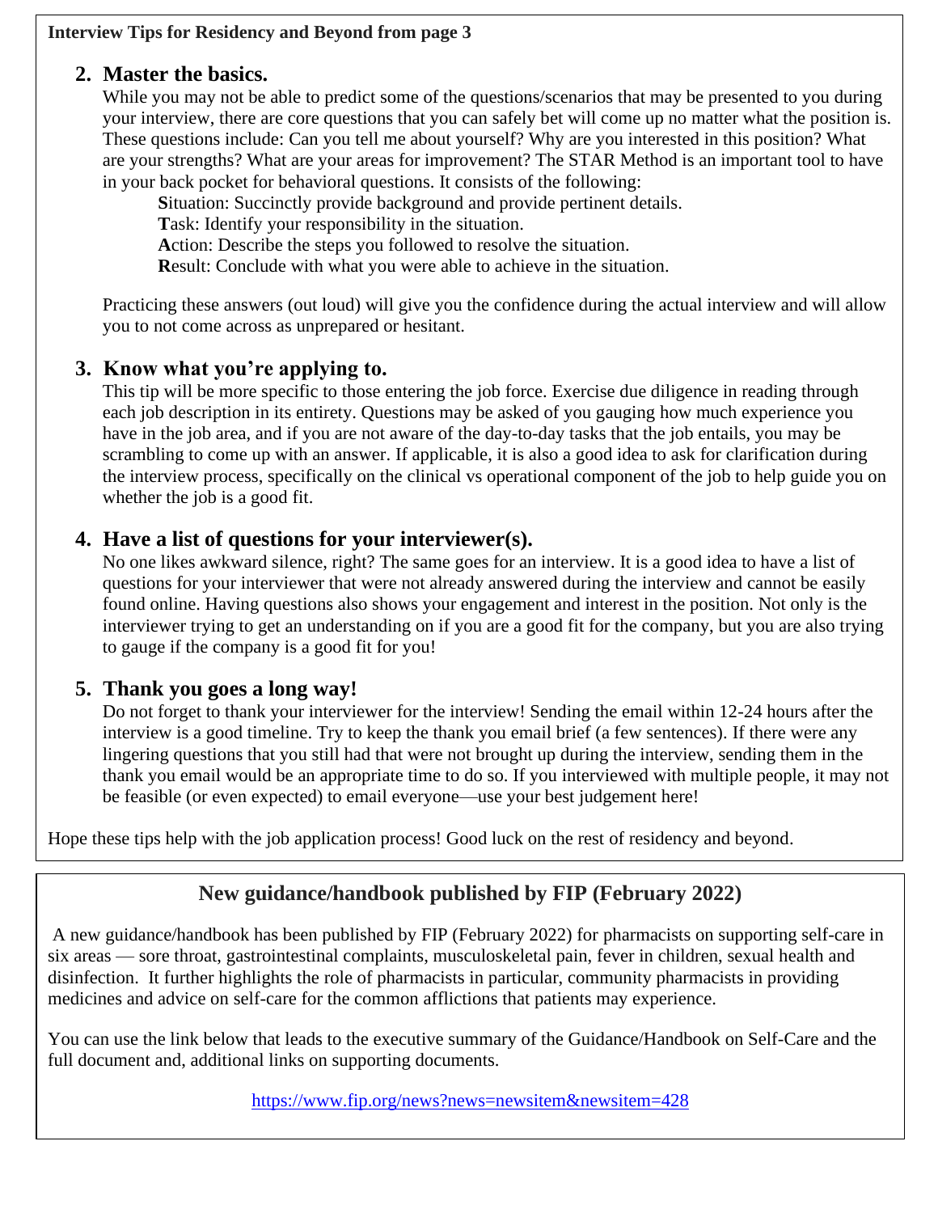**Interview Tips for Residency and Beyond from page 3**

## 2. Master the basics.

While you may not be able to predict some of the questions/scenarios that may be presented to you during your interview, there are core questions that you can safely bet will come up no matter what the position is. These questions include: Can you tell me about yourself? Why are you interested in this position? What are your strengths? What are your areas for improvement? The STAR Method is an important tool to have in your back pocket for behavioral questions. It consists of the following:

**S**ituation: Succinctly provide background and provide pertinent details.
**T**ask: Identify your responsibility in the situation.
**A**ction: Describe the steps you followed to resolve the situation.
**R**esult: Conclude with what you were able to achieve in the situation.

Practicing these answers (out loud) will give you the confidence during the actual interview and will allow you to not come across as unprepared or hesitant.

## 3. Know what you're applying to.

This tip will be more specific to those entering the job force. Exercise due diligence in reading through each job description in its entirety. Questions may be asked of you gauging how much experience you have in the job area, and if you are not aware of the day-to-day tasks that the job entails, you may be scrambling to come up with an answer. If applicable, it is also a good idea to ask for clarification during the interview process, specifically on the clinical vs operational component of the job to help guide you on whether the job is a good fit.

## 4. Have a list of questions for your interviewer(s).

No one likes awkward silence, right? The same goes for an interview. It is a good idea to have a list of questions for your interviewer that were not already answered during the interview and cannot be easily found online. Having questions also shows your engagement and interest in the position. Not only is the interviewer trying to get an understanding on if you are a good fit for the company, but you are also trying to gauge if the company is a good fit for you!

## 5. Thank you goes a long way!

Do not forget to thank your interviewer for the interview! Sending the email within 12-24 hours after the interview is a good timeline. Try to keep the thank you email brief (a few sentences). If there were any lingering questions that you still had that were not brought up during the interview, sending them in the thank you email would be an appropriate time to do so. If you interviewed with multiple people, it may not be feasible (or even expected) to email everyone—use your best judgement here!

Hope these tips help with the job application process! Good luck on the rest of residency and beyond.

## New guidance/handbook published by FIP (February 2022)

A new guidance/handbook has been published by FIP (February 2022) for pharmacists on supporting self-care in six areas — sore throat, gastrointestinal complaints, musculoskeletal pain, fever in children, sexual health and disinfection. It further highlights the role of pharmacists in particular, community pharmacists in providing medicines and advice on self-care for the common afflictions that patients may experience.

You can use the link below that leads to the executive summary of the Guidance/Handbook on Self-Care and the full document and, additional links on supporting documents.

https://www.fip.org/news?news=newsitem&newsitem=428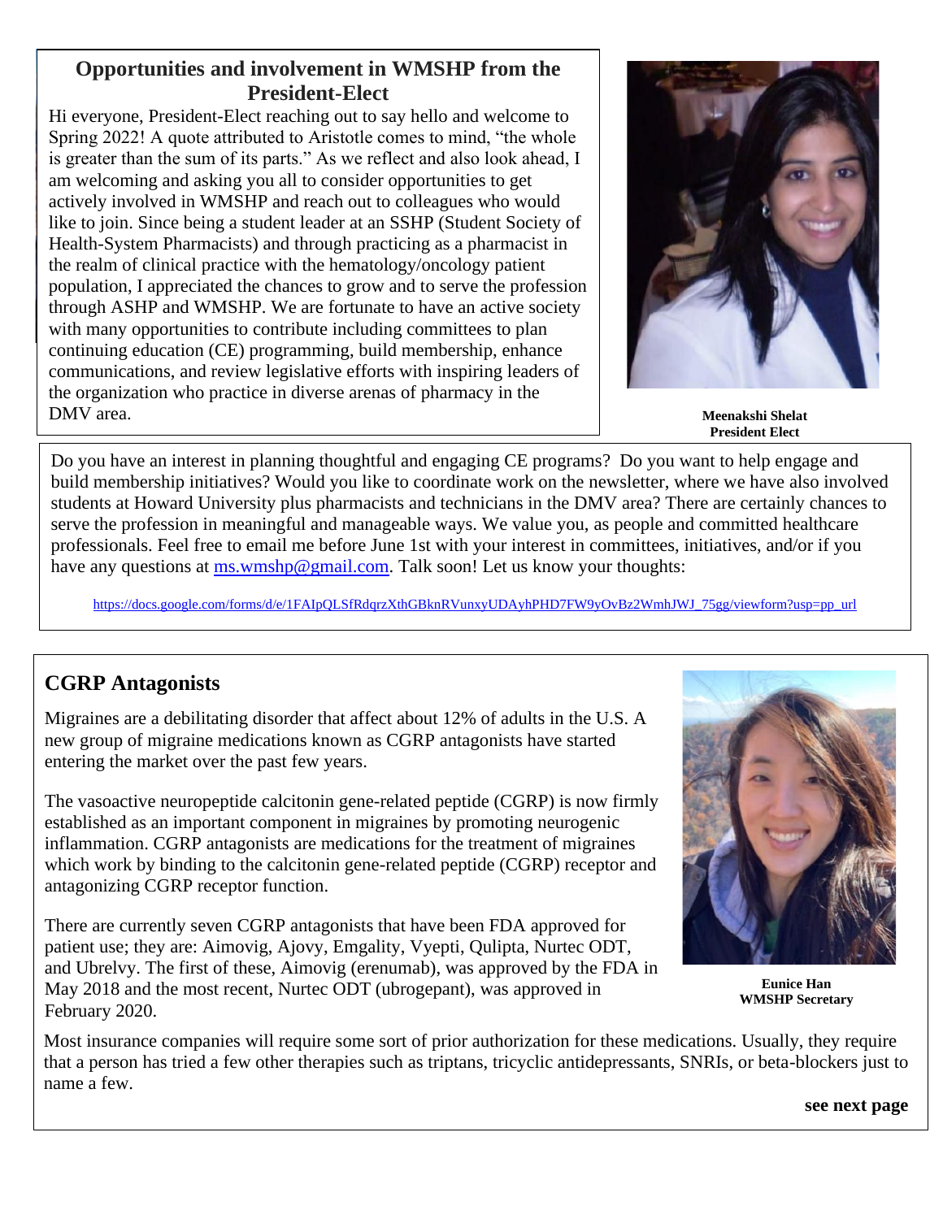## Opportunities and involvement in WMSHP from the President-Elect

Hi everyone, President-Elect reaching out to say hello and welcome to Spring 2022! A quote attributed to Aristotle comes to mind, “the whole is greater than the sum of its parts.” As we reflect and also look ahead, I am welcoming and asking you all to consider opportunities to get actively involved in WMSHP and reach out to colleagues who would like to join. Since being a student leader at an SSHP (Student Society of Health-System Pharmacists) and through practicing as a pharmacist in the realm of clinical practice with the hematology/oncology patient population, I appreciated the chances to grow and to serve the profession through ASHP and WMSHP. We are fortunate to have an active society with many opportunities to contribute including committees to plan continuing education (CE) programming, build membership, enhance communications, and review legislative efforts with inspiring leaders of the organization who practice in diverse arenas of pharmacy in the DMV area.

**Meenakshi Shelat**
**President Elect**

Do you have an interest in planning thoughtful and engaging CE programs? Do you want to help engage and build membership initiatives? Would you like to coordinate work on the newsletter, where we have also involved students at Howard University plus pharmacists and technicians in the DMV area? There are certainly chances to serve the profession in meaningful and manageable ways. We value you, as people and committed healthcare professionals. Feel free to email me before June 1st with your interest in committees, initiatives, and/or if you have any questions at ms.wmshp@gmail.com. Talk soon! Let us know your thoughts:

https://docs.google.com/forms/d/e/1FAIpQLSfRdqrzXthGBknRVunxyUDAyhPHD7FW9yOvBz2WmhJWJ_75gg/viewform?usp=pp_url

## CGRP Antagonists

Migraines are a debilitating disorder that affect about 12% of adults in the U.S. A new group of migraine medications known as CGRP antagonists have started entering the market over the past few years.

The vasoactive neuropeptide calcitonin gene-related peptide (CGRP) is now firmly established as an important component in migraines by promoting neurogenic inflammation. CGRP antagonists are medications for the treatment of migraines which work by binding to the calcitonin gene-related peptide (CGRP) receptor and antagonizing CGRP receptor function.

There are currently seven CGRP antagonists that have been FDA approved for patient use; they are: Aimovig, Ajovy, Emgality, Vyepti, Qulipta, Nurtec ODT, and Ubrelvy. The first of these, Aimovig (erenumab), was approved by the FDA in May 2018 and the most recent, Nurtec ODT (ubrogepant), was approved in February 2020.

**Eunice Han**
**WMSHP Secretary**

Most insurance companies will require some sort of prior authorization for these medications. Usually, they require that a person has tried a few other therapies such as triptans, tricyclic antidepressants, SNRIs, or beta-blockers just to name a few.

**see next page**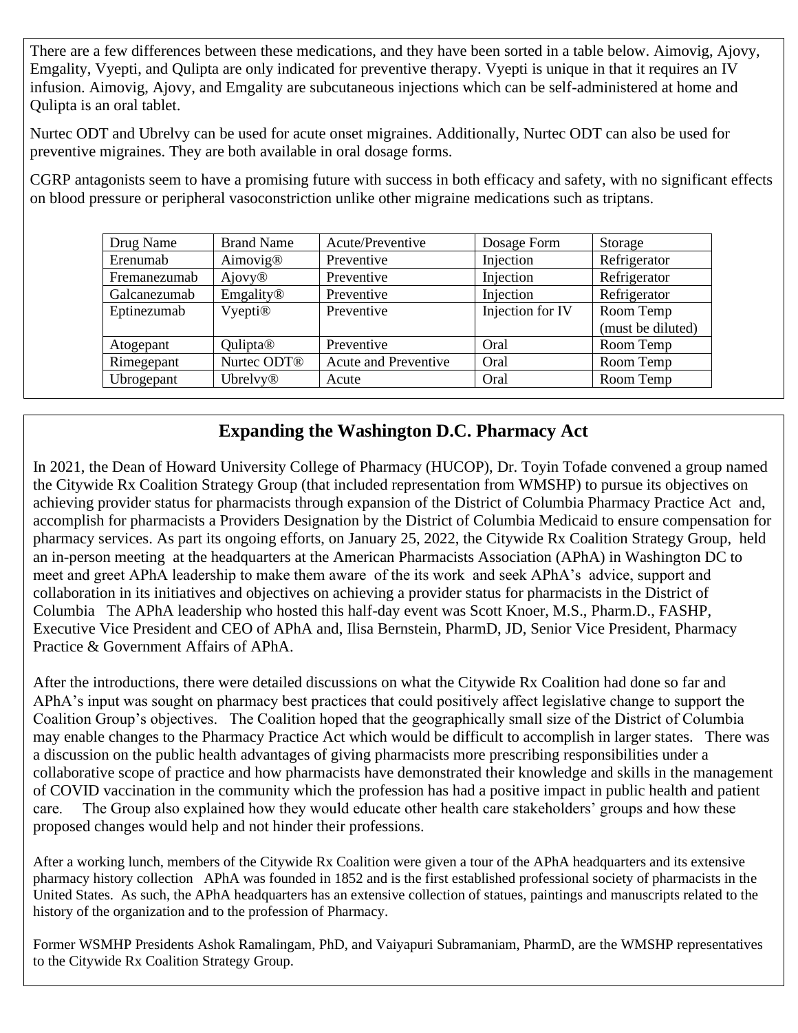There are a few differences between these medications, and they have been sorted in a table below. Aimovig, Ajovy, Emgality, Vyepti, and Qulipta are only indicated for preventive therapy. Vyepti is unique in that it requires an IV infusion. Aimovig, Ajovy, and Emgality are subcutaneous injections which can be self-administered at home and Qulipta is an oral tablet.

Nurtec ODT and Ubrelvy can be used for acute onset migraines. Additionally, Nurtec ODT can also be used for preventive migraines. They are both available in oral dosage forms.

CGRP antagonists seem to have a promising future with success in both efficacy and safety, with no significant effects on blood pressure or peripheral vasoconstriction unlike other migraine medications such as triptans.

| Drug Name | Brand Name | Acute/Preventive | Dosage Form | Storage |
|---|---|---|---|---|
| Erenumab | Aimovig® | Preventive | Injection | Refrigerator |
| Fremanezumab | Ajovy® | Preventive | Injection | Refrigerator |
| Galcanezumab | Emgality® | Preventive | Injection | Refrigerator |
| Eptinezumab | Vyepti® | Preventive | Injection for IV | Room Temp (must be diluted) |
| Atogepant | Qulipta® | Preventive | Oral | Room Temp |
| Rimegepant | Nurtec ODT® | Acute and Preventive | Oral | Room Temp |
| Ubrogepant | Ubrelvy® | Acute | Oral | Room Temp |

## Expanding the Washington D.C. Pharmacy Act

In 2021, the Dean of Howard University College of Pharmacy (HUCOP), Dr. Toyin Tofade convened a group named the Citywide Rx Coalition Strategy Group (that included representation from WMSHP) to pursue its objectives on achieving provider status for pharmacists through expansion of the District of Columbia Pharmacy Practice Act and, accomplish for pharmacists a Providers Designation by the District of Columbia Medicaid to ensure compensation for pharmacy services. As part its ongoing efforts, on January 25, 2022, the Citywide Rx Coalition Strategy Group, held an in-person meeting at the headquarters at the American Pharmacists Association (APhA) in Washington DC to meet and greet APhA leadership to make them aware of the its work and seek APhA's advice, support and collaboration in its initiatives and objectives on achieving a provider status for pharmacists in the District of Columbia The APhA leadership who hosted this half-day event was Scott Knoer, M.S., Pharm.D., FASHP, Executive Vice President and CEO of APhA and, Ilisa Bernstein, PharmD, JD, Senior Vice President, Pharmacy Practice & Government Affairs of APhA.

After the introductions, there were detailed discussions on what the Citywide Rx Coalition had done so far and APhA's input was sought on pharmacy best practices that could positively affect legislative change to support the Coalition Group's objectives. The Coalition hoped that the geographically small size of the District of Columbia may enable changes to the Pharmacy Practice Act which would be difficult to accomplish in larger states. There was a discussion on the public health advantages of giving pharmacists more prescribing responsibilities under a collaborative scope of practice and how pharmacists have demonstrated their knowledge and skills in the management of COVID vaccination in the community which the profession has had a positive impact in public health and patient care. The Group also explained how they would educate other health care stakeholders' groups and how these proposed changes would help and not hinder their professions.

After a working lunch, members of the Citywide Rx Coalition were given a tour of the APhA headquarters and its extensive pharmacy history collection APhA was founded in 1852 and is the first established professional society of pharmacists in the United States. As such, the APhA headquarters has an extensive collection of statues, paintings and manuscripts related to the history of the organization and to the profession of Pharmacy.

Former WSMHP Presidents Ashok Ramalingam, PhD, and Vaiyapuri Subramaniam, PharmD, are the WMSHP representatives to the Citywide Rx Coalition Strategy Group.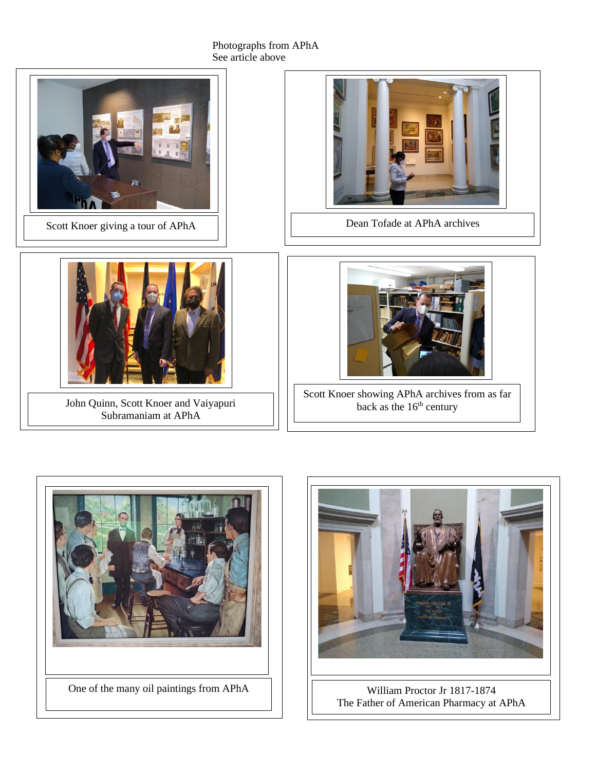Photographs from APhA
See article above

Scott Knoer giving a tour of APhA

Dean Tofade at APhA archives

John Quinn, Scott Knoer and Vaiyapuri Subramaniam at APhA

Scott Knoer showing APhA archives from as far back as the 16th century

One of the many oil paintings from APhA

William Proctor Jr 1817-1874
The Father of American Pharmacy at APhA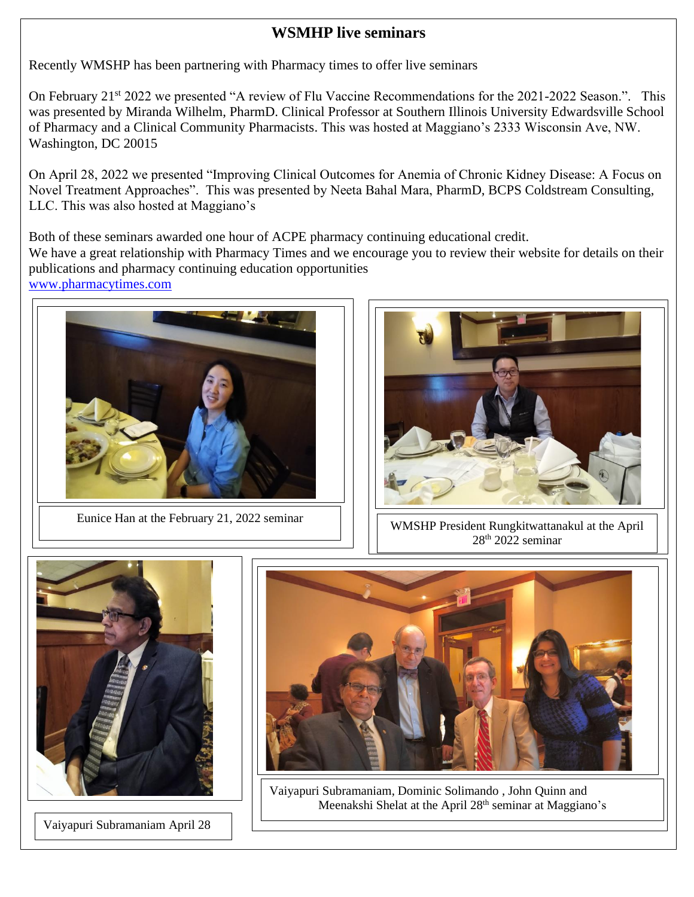# WSMHP live seminars

Recently WMSHP has been partnering with Pharmacy times to offer live seminars

On February 21st 2022 we presented "A review of Flu Vaccine Recommendations for the 2021-2022 Season.". This was presented by Miranda Wilhelm, PharmD. Clinical Professor at Southern Illinois University Edwardsville School of Pharmacy and a Clinical Community Pharmacists. This was hosted at Maggiano's 2333 Wisconsin Ave, NW. Washington, DC 20015

On April 28, 2022 we presented "Improving Clinical Outcomes for Anemia of Chronic Kidney Disease: A Focus on Novel Treatment Approaches". This was presented by Neeta Bahal Mara, PharmD, BCPS Coldstream Consulting, LLC. This was also hosted at Maggiano's

Both of these seminars awarded one hour of ACPE pharmacy continuing educational credit.
We have a great relationship with Pharmacy Times and we encourage you to review their website for details on their publications and pharmacy continuing education opportunities
www.pharmacytimes.com

Eunice Han at the February 21, 2022 seminar

WMSHP President Rungkitwattanakul at the April 28th 2022 seminar

Vaiyapuri Subramaniam April 28

Vaiyapuri Subramaniam, Dominic Solimando , John Quinn and Meenakshi Shelat at the April 28th seminar at Maggiano's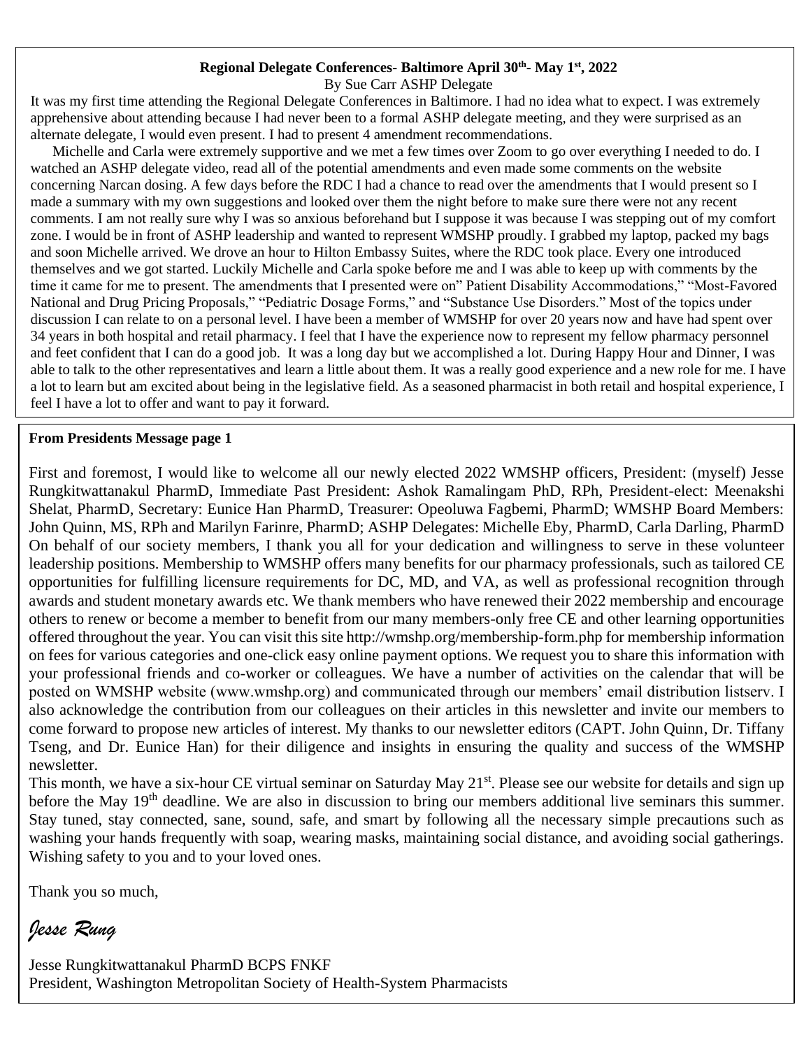## Regional Delegate Conferences- Baltimore April 30th- May 1st, 2022

By Sue Carr ASHP Delegate

It was my first time attending the Regional Delegate Conferences in Baltimore. I had no idea what to expect. I was extremely apprehensive about attending because I had never been to a formal ASHP delegate meeting, and they were surprised as an alternate delegate, I would even present. I had to present 4 amendment recommendations.

Michelle and Carla were extremely supportive and we met a few times over Zoom to go over everything I needed to do. I watched an ASHP delegate video, read all of the potential amendments and even made some comments on the website concerning Narcan dosing. A few days before the RDC I had a chance to read over the amendments that I would present so I made a summary with my own suggestions and looked over them the night before to make sure there were not any recent comments. I am not really sure why I was so anxious beforehand but I suppose it was because I was stepping out of my comfort zone. I would be in front of ASHP leadership and wanted to represent WMSHP proudly. I grabbed my laptop, packed my bags and soon Michelle arrived. We drove an hour to Hilton Embassy Suites, where the RDC took place. Every one introduced themselves and we got started. Luckily Michelle and Carla spoke before me and I was able to keep up with comments by the time it came for me to present. The amendments that I presented were on" Patient Disability Accommodations," "Most-Favored National and Drug Pricing Proposals," "Pediatric Dosage Forms," and "Substance Use Disorders." Most of the topics under discussion I can relate to on a personal level. I have been a member of WMSHP for over 20 years now and have had spent over 34 years in both hospital and retail pharmacy. I feel that I have the experience now to represent my fellow pharmacy personnel and feet confident that I can do a good job. It was a long day but we accomplished a lot. During Happy Hour and Dinner, I was able to talk to the other representatives and learn a little about them. It was a really good experience and a new role for me. I have a lot to learn but am excited about being in the legislative field. As a seasoned pharmacist in both retail and hospital experience, I feel I have a lot to offer and want to pay it forward.

**From Presidents Message page 1**

First and foremost, I would like to welcome all our newly elected 2022 WMSHP officers, President: (myself) Jesse Rungkitwattanakul PharmD, Immediate Past President: Ashok Ramalingam PhD, RPh, President-elect: Meenakshi Shelat, PharmD, Secretary: Eunice Han PharmD, Treasurer: Opeoluwa Fagbemi, PharmD; WMSHP Board Members: John Quinn, MS, RPh and Marilyn Farinre, PharmD; ASHP Delegates: Michelle Eby, PharmD, Carla Darling, PharmD On behalf of our society members, I thank you all for your dedication and willingness to serve in these volunteer leadership positions. Membership to WMSHP offers many benefits for our pharmacy professionals, such as tailored CE opportunities for fulfilling licensure requirements for DC, MD, and VA, as well as professional recognition through awards and student monetary awards etc. We thank members who have renewed their 2022 membership and encourage others to renew or become a member to benefit from our many members-only free CE and other learning opportunities offered throughout the year. You can visit this site http://wmshp.org/membership-form.php for membership information on fees for various categories and one-click easy online payment options. We request you to share this information with your professional friends and co-worker or colleagues. We have a number of activities on the calendar that will be posted on WMSHP website (www.wmshp.org) and communicated through our members' email distribution listserv. I also acknowledge the contribution from our colleagues on their articles in this newsletter and invite our members to come forward to propose new articles of interest. My thanks to our newsletter editors (CAPT. John Quinn, Dr. Tiffany Tseng, and Dr. Eunice Han) for their diligence and insights in ensuring the quality and success of the WMSHP newsletter.

This month, we have a six-hour CE virtual seminar on Saturday May 21st. Please see our website for details and sign up before the May 19th deadline. We are also in discussion to bring our members additional live seminars this summer. Stay tuned, stay connected, sane, sound, safe, and smart by following all the necessary simple precautions such as washing your hands frequently with soap, wearing masks, maintaining social distance, and avoiding social gatherings. Wishing safety to you and to your loved ones.

Thank you so much,

*Jesse Rung*

Jesse Rungkitwattanakul PharmD BCPS FNKF
President, Washington Metropolitan Society of Health-System Pharmacists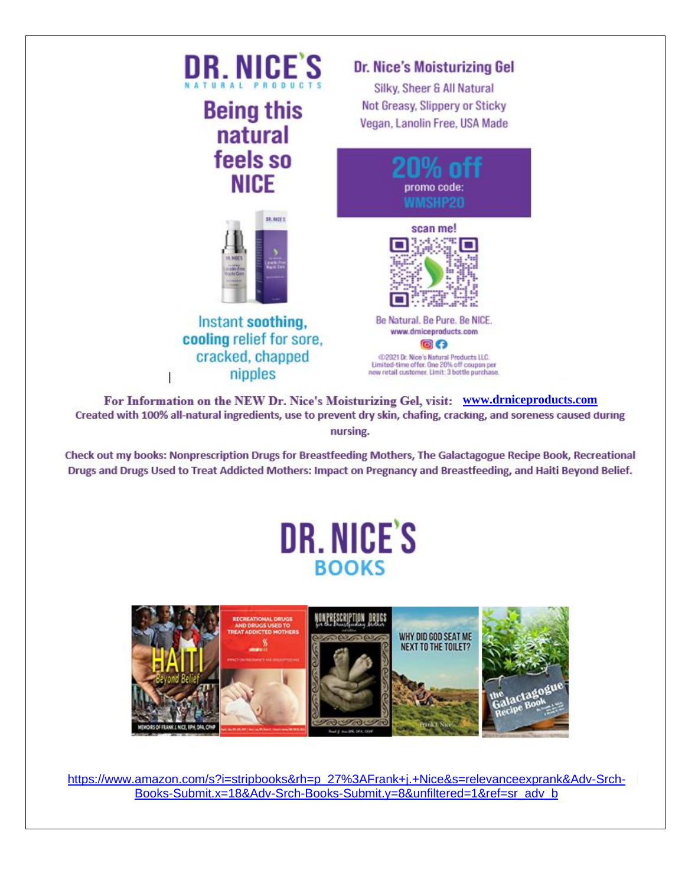# DR. NICE'S

NATURAL PRODUCTS

## Being this natural feels so NICE

Instant **soothing, cooling** relief for sore, cracked, chapped nipples

## Dr. Nice's Moisturizing Gel

Silky, Sheer & All Natural
Not Greasy, Slippery or Sticky
Vegan, Lanolin Free, USA Made

**20% off**
promo code:
**WMSHP20**

scan me!

Be Natural. Be Pure. Be NICE.
www.drniceproducts.com

©2021 Dr. Nice's Natural Products LLC.
Limited-time offer. One 20% off coupon per new retail customer. Limit: 3 bottle purchase.

**For Information on the NEW Dr. Nice's Moisturizing Gel, visit: [www.drniceproducts.com](http://www.drniceproducts.com)**
**Created with 100% all-natural ingredients, use to prevent dry skin, chafing, cracking, and soreness caused during nursing.**

**Check out my books: Nonprescription Drugs for Breastfeeding Mothers, The Galactagogue Recipe Book, Recreational Drugs and Drugs Used to Treat Addicted Mothers: Impact on Pregnancy and Breastfeeding, and Haiti Beyond Belief.**

# DR. NICE'S BOOKS

HAITI Beyond Belief — MEMOIRS OF FRANK J. NICE, RPH, DPA, CPHP

RECREATIONAL DRUGS AND DRUGS USED TO TREAT ADDICTED MOTHERS — IMPACT ON PREGNANCY AND BREASTFEEDING

NONPRESCRIPTION DRUGS for the Breastfeeding Mother

WHY DID GOD SEAT ME NEXT TO THE TOILET? — Frank J. Nice

the Galactagogue Recipe Book

https://www.amazon.com/s?i=stripbooks&rh=p_27%3AFrank+j.+Nice&s=relevanceexprank&Adv-Srch-Books-Submit.x=18&Adv-Srch-Books-Submit.y=8&unfiltered=1&ref=sr_adv_b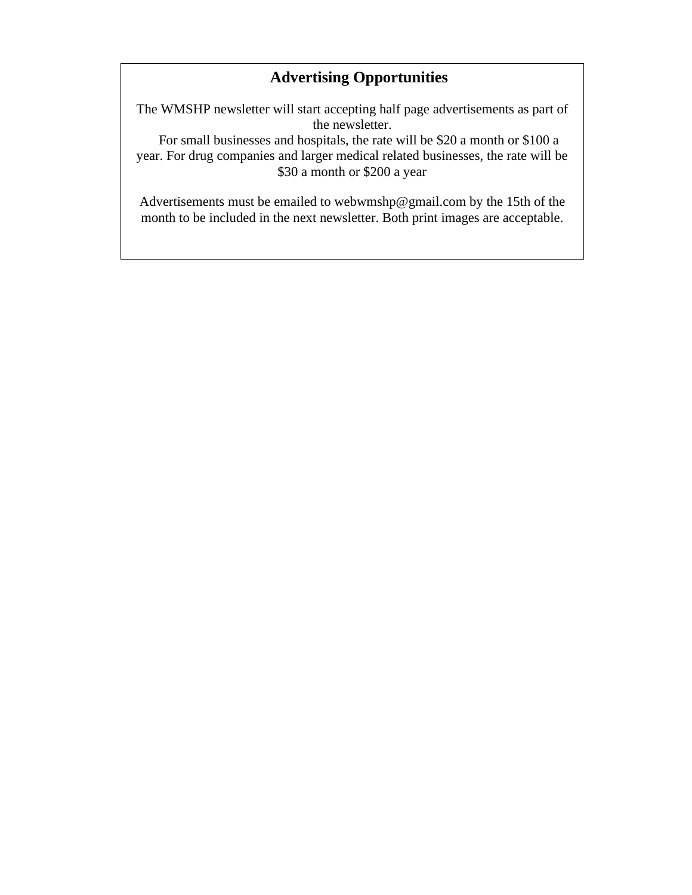## Advertising Opportunities

The WMSHP newsletter will start accepting half page advertisements as part of the newsletter.

For small businesses and hospitals, the rate will be $20 a month or $100 a year. For drug companies and larger medical related businesses, the rate will be $30 a month or $200 a year

Advertisements must be emailed to webwmshp@gmail.com by the 15th of the month to be included in the next newsletter. Both print images are acceptable.